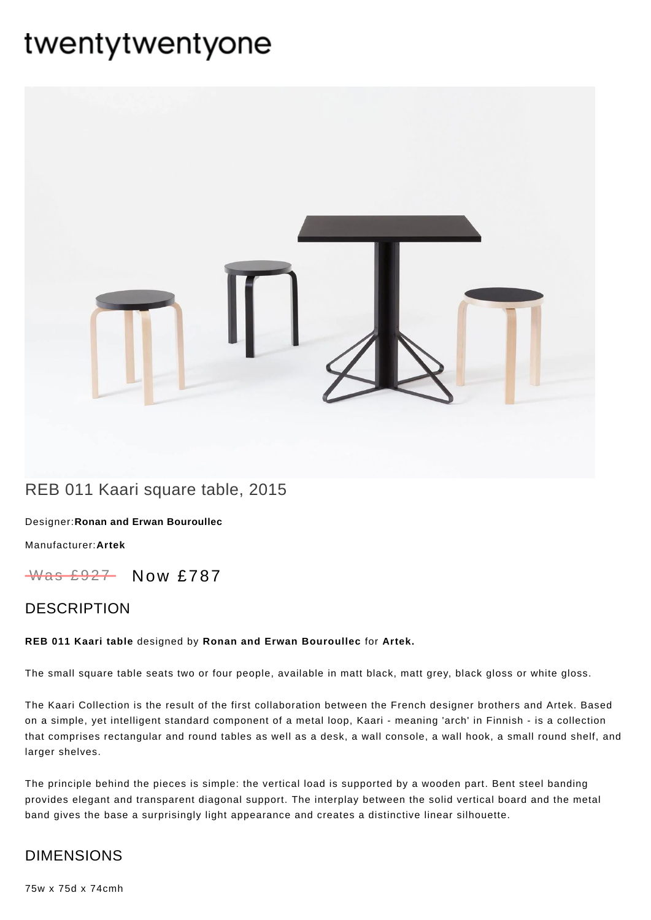# twentytwentyone

## REB 011 Kaari square table, 2015

Designer:**Ronan and Erwan Bouroullec**

Manufacturer:**Artek**

~~Was £927~~ Now £787

## DESCRIPTION

**REB 011 Kaari table** designed by **Ronan and Erwan Bouroullec** for **Artek.**

The small square table seats two or four people, available in matt black, matt grey, black gloss or white gloss.

The Kaari Collection is the result of the first collaboration between the French designer brothers and Artek. Based on a simple, yet intelligent standard component of a metal loop, Kaari - meaning 'arch' in Finnish - is a collection that comprises rectangular and round tables as well as a desk, a wall console, a wall hook, a small round shelf, and larger shelves.

The principle behind the pieces is simple: the vertical load is supported by a wooden part. Bent steel banding provides elegant and transparent diagonal support. The interplay between the solid vertical board and the metal band gives the base a surprisingly light appearance and creates a distinctive linear silhouette.

## DIMENSIONS

75w x 75d x 74cmh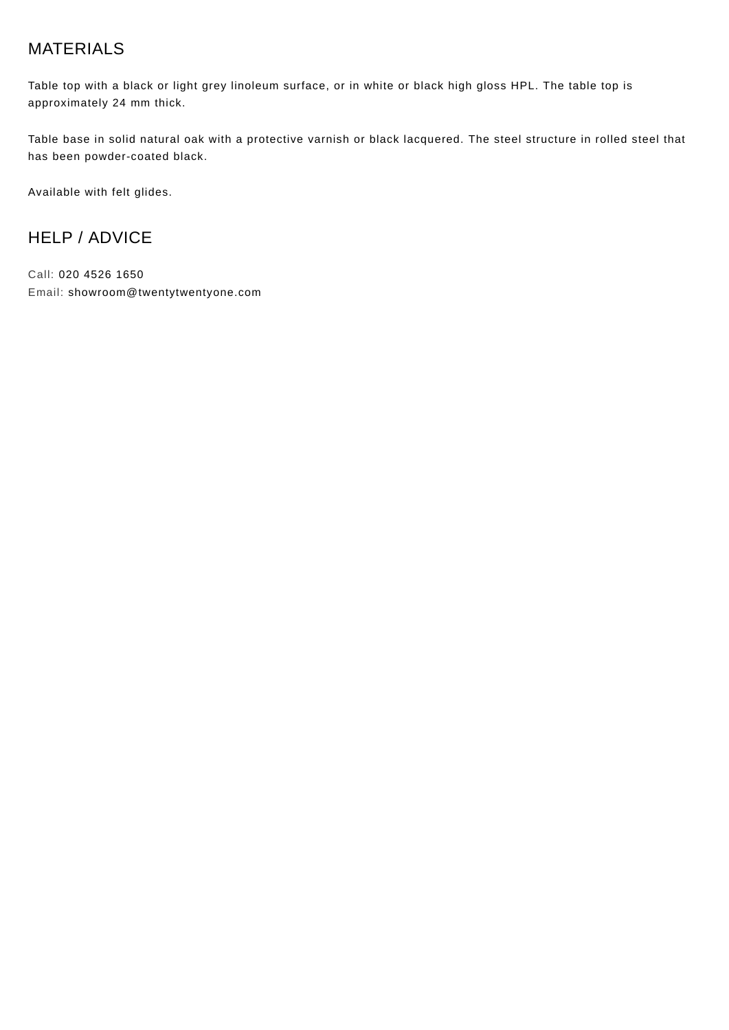## MATERIALS

Table top with a black or light grey linoleum surface, or in white or black high gloss HPL. The table top is approximately 24 mm thick.

Table base in solid natural oak with a protective varnish or black lacquered. The steel structure in rolled steel that has been powder-coated black.

Available with felt glides.

## HELP / ADVICE

Call: 020 4526 1650
Email: showroom@twentytwentyone.com